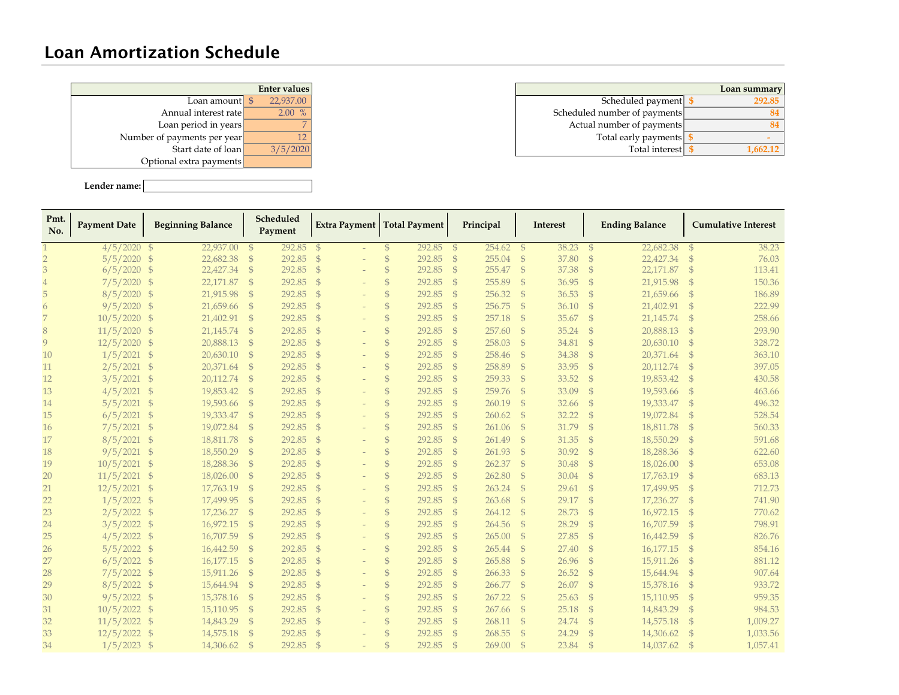# Loan Amortization Schedule

| Enter values | |
|---|---|
| Loan amount | $ 22,937.00 |
| Annual interest rate | 2.00 % |
| Loan period in years | 7 |
| Number of payments per year | 12 |
| Start date of loan | 3/5/2020 |
| Optional extra payments | |

| Loan summary | |
|---|---|
| Scheduled payment | $ 292.85 |
| Scheduled number of payments | 84 |
| Actual number of payments | 84 |
| Total early payments | $ - |
| Total interest | $ 1,662.12 |

**Lender name:**

| Pmt. No. | Payment Date | Beginning Balance | Scheduled Payment | Extra Payment | Total Payment | Principal | Interest | Ending Balance | Cumulative Interest |
|---|---|---|---|---|---|---|---|---|---|
| 1 | 4/5/2020 | $ 22,937.00 | $ 292.85 | $ - | $ 292.85 | $ 254.62 | $ 38.23 | $ 22,682.38 | $ 38.23 |
| 2 | 5/5/2020 | $ 22,682.38 | $ 292.85 | $ - | $ 292.85 | $ 255.04 | $ 37.80 | $ 22,427.34 | $ 76.03 |
| 3 | 6/5/2020 | $ 22,427.34 | $ 292.85 | $ - | $ 292.85 | $ 255.47 | $ 37.38 | $ 22,171.87 | $ 113.41 |
| 4 | 7/5/2020 | $ 22,171.87 | $ 292.85 | $ - | $ 292.85 | $ 255.89 | $ 36.95 | $ 21,915.98 | $ 150.36 |
| 5 | 8/5/2020 | $ 21,915.98 | $ 292.85 | $ - | $ 292.85 | $ 256.32 | $ 36.53 | $ 21,659.66 | $ 186.89 |
| 6 | 9/5/2020 | $ 21,659.66 | $ 292.85 | $ - | $ 292.85 | $ 256.75 | $ 36.10 | $ 21,402.91 | $ 222.99 |
| 7 | 10/5/2020 | $ 21,402.91 | $ 292.85 | $ - | $ 292.85 | $ 257.18 | $ 35.67 | $ 21,145.74 | $ 258.66 |
| 8 | 11/5/2020 | $ 21,145.74 | $ 292.85 | $ - | $ 292.85 | $ 257.60 | $ 35.24 | $ 20,888.13 | $ 293.90 |
| 9 | 12/5/2020 | $ 20,888.13 | $ 292.85 | $ - | $ 292.85 | $ 258.03 | $ 34.81 | $ 20,630.10 | $ 328.72 |
| 10 | 1/5/2021 | $ 20,630.10 | $ 292.85 | $ - | $ 292.85 | $ 258.46 | $ 34.38 | $ 20,371.64 | $ 363.10 |
| 11 | 2/5/2021 | $ 20,371.64 | $ 292.85 | $ - | $ 292.85 | $ 258.89 | $ 33.95 | $ 20,112.74 | $ 397.05 |
| 12 | 3/5/2021 | $ 20,112.74 | $ 292.85 | $ - | $ 292.85 | $ 259.33 | $ 33.52 | $ 19,853.42 | $ 430.58 |
| 13 | 4/5/2021 | $ 19,853.42 | $ 292.85 | $ - | $ 292.85 | $ 259.76 | $ 33.09 | $ 19,593.66 | $ 463.66 |
| 14 | 5/5/2021 | $ 19,593.66 | $ 292.85 | $ - | $ 292.85 | $ 260.19 | $ 32.66 | $ 19,333.47 | $ 496.32 |
| 15 | 6/5/2021 | $ 19,333.47 | $ 292.85 | $ - | $ 292.85 | $ 260.62 | $ 32.22 | $ 19,072.84 | $ 528.54 |
| 16 | 7/5/2021 | $ 19,072.84 | $ 292.85 | $ - | $ 292.85 | $ 261.06 | $ 31.79 | $ 18,811.78 | $ 560.33 |
| 17 | 8/5/2021 | $ 18,811.78 | $ 292.85 | $ - | $ 292.85 | $ 261.49 | $ 31.35 | $ 18,550.29 | $ 591.68 |
| 18 | 9/5/2021 | $ 18,550.29 | $ 292.85 | $ - | $ 292.85 | $ 261.93 | $ 30.92 | $ 18,288.36 | $ 622.60 |
| 19 | 10/5/2021 | $ 18,288.36 | $ 292.85 | $ - | $ 292.85 | $ 262.37 | $ 30.48 | $ 18,026.00 | $ 653.08 |
| 20 | 11/5/2021 | $ 18,026.00 | $ 292.85 | $ - | $ 292.85 | $ 262.80 | $ 30.04 | $ 17,763.19 | $ 683.13 |
| 21 | 12/5/2021 | $ 17,763.19 | $ 292.85 | $ - | $ 292.85 | $ 263.24 | $ 29.61 | $ 17,499.95 | $ 712.73 |
| 22 | 1/5/2022 | $ 17,499.95 | $ 292.85 | $ - | $ 292.85 | $ 263.68 | $ 29.17 | $ 17,236.27 | $ 741.90 |
| 23 | 2/5/2022 | $ 17,236.27 | $ 292.85 | $ - | $ 292.85 | $ 264.12 | $ 28.73 | $ 16,972.15 | $ 770.62 |
| 24 | 3/5/2022 | $ 16,972.15 | $ 292.85 | $ - | $ 292.85 | $ 264.56 | $ 28.29 | $ 16,707.59 | $ 798.91 |
| 25 | 4/5/2022 | $ 16,707.59 | $ 292.85 | $ - | $ 292.85 | $ 265.00 | $ 27.85 | $ 16,442.59 | $ 826.76 |
| 26 | 5/5/2022 | $ 16,442.59 | $ 292.85 | $ - | $ 292.85 | $ 265.44 | $ 27.40 | $ 16,177.15 | $ 854.16 |
| 27 | 6/5/2022 | $ 16,177.15 | $ 292.85 | $ - | $ 292.85 | $ 265.88 | $ 26.96 | $ 15,911.26 | $ 881.12 |
| 28 | 7/5/2022 | $ 15,911.26 | $ 292.85 | $ - | $ 292.85 | $ 266.33 | $ 26.52 | $ 15,644.94 | $ 907.64 |
| 29 | 8/5/2022 | $ 15,644.94 | $ 292.85 | $ - | $ 292.85 | $ 266.77 | $ 26.07 | $ 15,378.16 | $ 933.72 |
| 30 | 9/5/2022 | $ 15,378.16 | $ 292.85 | $ - | $ 292.85 | $ 267.22 | $ 25.63 | $ 15,110.95 | $ 959.35 |
| 31 | 10/5/2022 | $ 15,110.95 | $ 292.85 | $ - | $ 292.85 | $ 267.66 | $ 25.18 | $ 14,843.29 | $ 984.53 |
| 32 | 11/5/2022 | $ 14,843.29 | $ 292.85 | $ - | $ 292.85 | $ 268.11 | $ 24.74 | $ 14,575.18 | $ 1,009.27 |
| 33 | 12/5/2022 | $ 14,575.18 | $ 292.85 | $ - | $ 292.85 | $ 268.55 | $ 24.29 | $ 14,306.62 | $ 1,033.56 |
| 34 | 1/5/2023 | $ 14,306.62 | $ 292.85 | $ - | $ 292.85 | $ 269.00 | $ 23.84 | $ 14,037.62 | $ 1,057.41 |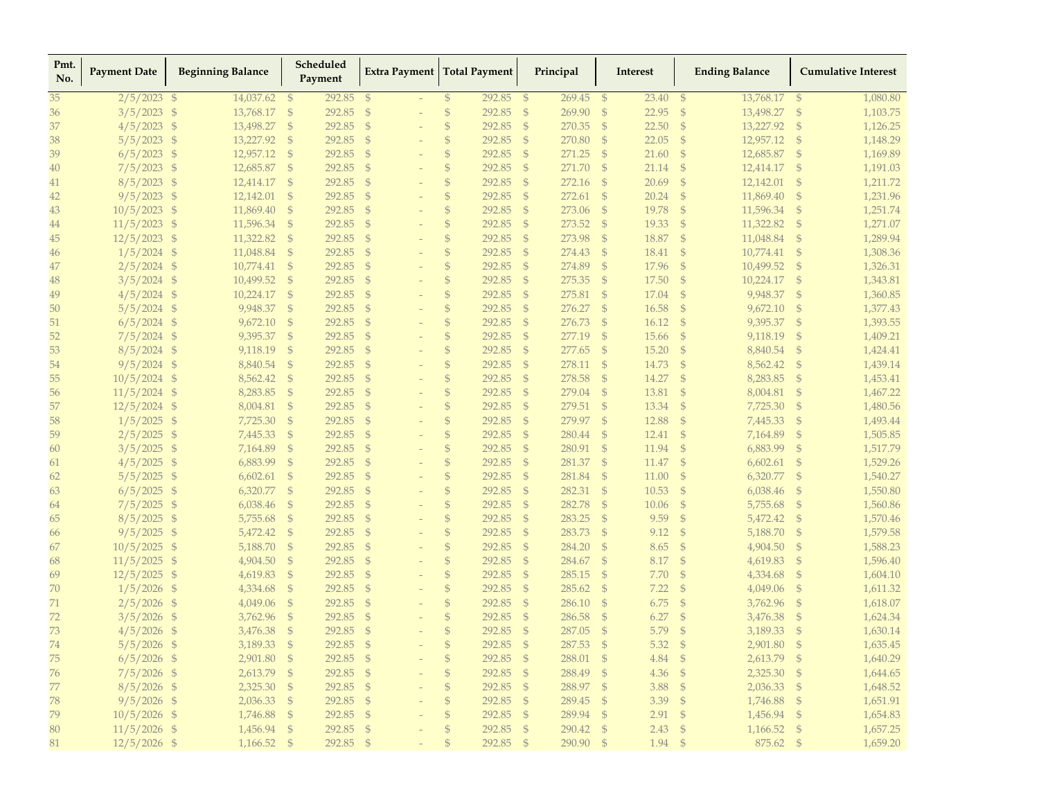| Pmt. No. | Payment Date | Beginning Balance | Scheduled Payment | Extra Payment | Total Payment | Principal | Interest | Ending Balance | Cumulative Interest |
|---|---|---|---|---|---|---|---|---|---|
| 35 | 2/5/2023 | $ 14,037.62 | $ 292.85 | $ - | $ 292.85 | $ 269.45 | $ 23.40 | $ 13,768.17 | $ 1,080.80 |
| 36 | 3/5/2023 | $ 13,768.17 | $ 292.85 | $ - | $ 292.85 | $ 269.90 | $ 22.95 | $ 13,498.27 | $ 1,103.75 |
| 37 | 4/5/2023 | $ 13,498.27 | $ 292.85 | $ - | $ 292.85 | $ 270.35 | $ 22.50 | $ 13,227.92 | $ 1,126.25 |
| 38 | 5/5/2023 | $ 13,227.92 | $ 292.85 | $ - | $ 292.85 | $ 270.80 | $ 22.05 | $ 12,957.12 | $ 1,148.29 |
| 39 | 6/5/2023 | $ 12,957.12 | $ 292.85 | $ - | $ 292.85 | $ 271.25 | $ 21.60 | $ 12,685.87 | $ 1,169.89 |
| 40 | 7/5/2023 | $ 12,685.87 | $ 292.85 | $ - | $ 292.85 | $ 271.70 | $ 21.14 | $ 12,414.17 | $ 1,191.03 |
| 41 | 8/5/2023 | $ 12,414.17 | $ 292.85 | $ - | $ 292.85 | $ 272.16 | $ 20.69 | $ 12,142.01 | $ 1,211.72 |
| 42 | 9/5/2023 | $ 12,142.01 | $ 292.85 | $ - | $ 292.85 | $ 272.61 | $ 20.24 | $ 11,869.40 | $ 1,231.96 |
| 43 | 10/5/2023 | $ 11,869.40 | $ 292.85 | $ - | $ 292.85 | $ 273.06 | $ 19.78 | $ 11,596.34 | $ 1,251.74 |
| 44 | 11/5/2023 | $ 11,596.34 | $ 292.85 | $ - | $ 292.85 | $ 273.52 | $ 19.33 | $ 11,322.82 | $ 1,271.07 |
| 45 | 12/5/2023 | $ 11,322.82 | $ 292.85 | $ - | $ 292.85 | $ 273.98 | $ 18.87 | $ 11,048.84 | $ 1,289.94 |
| 46 | 1/5/2024 | $ 11,048.84 | $ 292.85 | $ - | $ 292.85 | $ 274.43 | $ 18.41 | $ 10,774.41 | $ 1,308.36 |
| 47 | 2/5/2024 | $ 10,774.41 | $ 292.85 | $ - | $ 292.85 | $ 274.89 | $ 17.96 | $ 10,499.52 | $ 1,326.31 |
| 48 | 3/5/2024 | $ 10,499.52 | $ 292.85 | $ - | $ 292.85 | $ 275.35 | $ 17.50 | $ 10,224.17 | $ 1,343.81 |
| 49 | 4/5/2024 | $ 10,224.17 | $ 292.85 | $ - | $ 292.85 | $ 275.81 | $ 17.04 | $ 9,948.37 | $ 1,360.85 |
| 50 | 5/5/2024 | $ 9,948.37 | $ 292.85 | $ - | $ 292.85 | $ 276.27 | $ 16.58 | $ 9,672.10 | $ 1,377.43 |
| 51 | 6/5/2024 | $ 9,672.10 | $ 292.85 | $ - | $ 292.85 | $ 276.73 | $ 16.12 | $ 9,395.37 | $ 1,393.55 |
| 52 | 7/5/2024 | $ 9,395.37 | $ 292.85 | $ - | $ 292.85 | $ 277.19 | $ 15.66 | $ 9,118.19 | $ 1,409.21 |
| 53 | 8/5/2024 | $ 9,118.19 | $ 292.85 | $ - | $ 292.85 | $ 277.65 | $ 15.20 | $ 8,840.54 | $ 1,424.41 |
| 54 | 9/5/2024 | $ 8,840.54 | $ 292.85 | $ - | $ 292.85 | $ 278.11 | $ 14.73 | $ 8,562.42 | $ 1,439.14 |
| 55 | 10/5/2024 | $ 8,562.42 | $ 292.85 | $ - | $ 292.85 | $ 278.58 | $ 14.27 | $ 8,283.85 | $ 1,453.41 |
| 56 | 11/5/2024 | $ 8,283.85 | $ 292.85 | $ - | $ 292.85 | $ 279.04 | $ 13.81 | $ 8,004.81 | $ 1,467.22 |
| 57 | 12/5/2024 | $ 8,004.81 | $ 292.85 | $ - | $ 292.85 | $ 279.51 | $ 13.34 | $ 7,725.30 | $ 1,480.56 |
| 58 | 1/5/2025 | $ 7,725.30 | $ 292.85 | $ - | $ 292.85 | $ 279.97 | $ 12.88 | $ 7,445.33 | $ 1,493.44 |
| 59 | 2/5/2025 | $ 7,445.33 | $ 292.85 | $ - | $ 292.85 | $ 280.44 | $ 12.41 | $ 7,164.89 | $ 1,505.85 |
| 60 | 3/5/2025 | $ 7,164.89 | $ 292.85 | $ - | $ 292.85 | $ 280.91 | $ 11.94 | $ 6,883.99 | $ 1,517.79 |
| 61 | 4/5/2025 | $ 6,883.99 | $ 292.85 | $ - | $ 292.85 | $ 281.37 | $ 11.47 | $ 6,602.61 | $ 1,529.26 |
| 62 | 5/5/2025 | $ 6,602.61 | $ 292.85 | $ - | $ 292.85 | $ 281.84 | $ 11.00 | $ 6,320.77 | $ 1,540.27 |
| 63 | 6/5/2025 | $ 6,320.77 | $ 292.85 | $ - | $ 292.85 | $ 282.31 | $ 10.53 | $ 6,038.46 | $ 1,550.80 |
| 64 | 7/5/2025 | $ 6,038.46 | $ 292.85 | $ - | $ 292.85 | $ 282.78 | $ 10.06 | $ 5,755.68 | $ 1,560.86 |
| 65 | 8/5/2025 | $ 5,755.68 | $ 292.85 | $ - | $ 292.85 | $ 283.25 | $ 9.59 | $ 5,472.42 | $ 1,570.46 |
| 66 | 9/5/2025 | $ 5,472.42 | $ 292.85 | $ - | $ 292.85 | $ 283.73 | $ 9.12 | $ 5,188.70 | $ 1,579.58 |
| 67 | 10/5/2025 | $ 5,188.70 | $ 292.85 | $ - | $ 292.85 | $ 284.20 | $ 8.65 | $ 4,904.50 | $ 1,588.23 |
| 68 | 11/5/2025 | $ 4,904.50 | $ 292.85 | $ - | $ 292.85 | $ 284.67 | $ 8.17 | $ 4,619.83 | $ 1,596.40 |
| 69 | 12/5/2025 | $ 4,619.83 | $ 292.85 | $ - | $ 292.85 | $ 285.15 | $ 7.70 | $ 4,334.68 | $ 1,604.10 |
| 70 | 1/5/2026 | $ 4,334.68 | $ 292.85 | $ - | $ 292.85 | $ 285.62 | $ 7.22 | $ 4,049.06 | $ 1,611.32 |
| 71 | 2/5/2026 | $ 4,049.06 | $ 292.85 | $ - | $ 292.85 | $ 286.10 | $ 6.75 | $ 3,762.96 | $ 1,618.07 |
| 72 | 3/5/2026 | $ 3,762.96 | $ 292.85 | $ - | $ 292.85 | $ 286.58 | $ 6.27 | $ 3,476.38 | $ 1,624.34 |
| 73 | 4/5/2026 | $ 3,476.38 | $ 292.85 | $ - | $ 292.85 | $ 287.05 | $ 5.79 | $ 3,189.33 | $ 1,630.14 |
| 74 | 5/5/2026 | $ 3,189.33 | $ 292.85 | $ - | $ 292.85 | $ 287.53 | $ 5.32 | $ 2,901.80 | $ 1,635.45 |
| 75 | 6/5/2026 | $ 2,901.80 | $ 292.85 | $ - | $ 292.85 | $ 288.01 | $ 4.84 | $ 2,613.79 | $ 1,640.29 |
| 76 | 7/5/2026 | $ 2,613.79 | $ 292.85 | $ - | $ 292.85 | $ 288.49 | $ 4.36 | $ 2,325.30 | $ 1,644.65 |
| 77 | 8/5/2026 | $ 2,325.30 | $ 292.85 | $ - | $ 292.85 | $ 288.97 | $ 3.88 | $ 2,036.33 | $ 1,648.52 |
| 78 | 9/5/2026 | $ 2,036.33 | $ 292.85 | $ - | $ 292.85 | $ 289.45 | $ 3.39 | $ 1,746.88 | $ 1,651.91 |
| 79 | 10/5/2026 | $ 1,746.88 | $ 292.85 | $ - | $ 292.85 | $ 289.94 | $ 2.91 | $ 1,456.94 | $ 1,654.83 |
| 80 | 11/5/2026 | $ 1,456.94 | $ 292.85 | $ - | $ 292.85 | $ 290.42 | $ 2.43 | $ 1,166.52 | $ 1,657.25 |
| 81 | 12/5/2026 | $ 1,166.52 | $ 292.85 | $ - | $ 292.85 | $ 290.90 | $ 1.94 | $ 875.62 | $ 1,659.20 |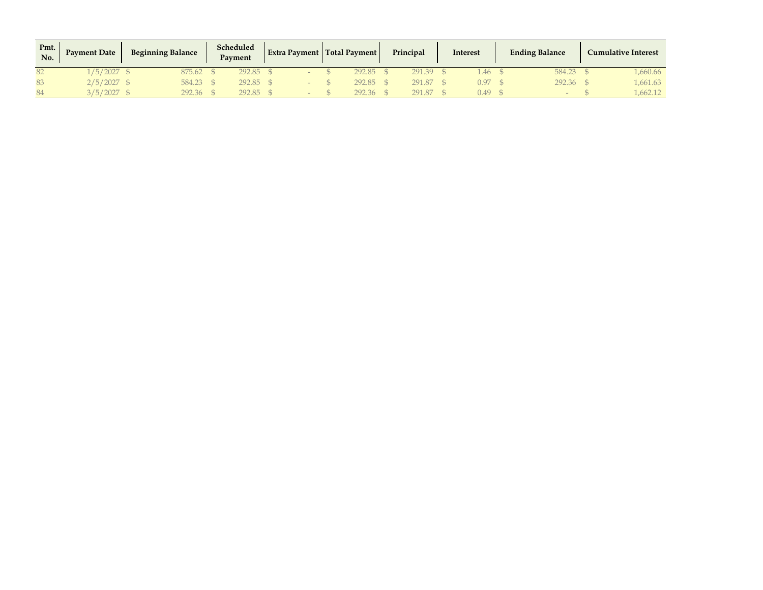| Pmt. No. | Payment Date | Beginning Balance | Scheduled Payment | Extra Payment | Total Payment | Principal | Interest | Ending Balance | Cumulative Interest |
|---|---|---|---|---|---|---|---|---|---|
| 82 | 1/5/2027 | $ 875.62 | $ 292.85 | $ - | $ 292.85 | $ 291.39 | $ 1.46 | $ 584.23 | $ 1,660.66 |
| 83 | 2/5/2027 | $ 584.23 | $ 292.85 | $ - | $ 292.85 | $ 291.87 | $ 0.97 | $ 292.36 | $ 1,661.63 |
| 84 | 3/5/2027 | $ 292.36 | $ 292.85 | $ - | $ 292.36 | $ 291.87 | $ 0.49 | $ - | $ 1,662.12 |